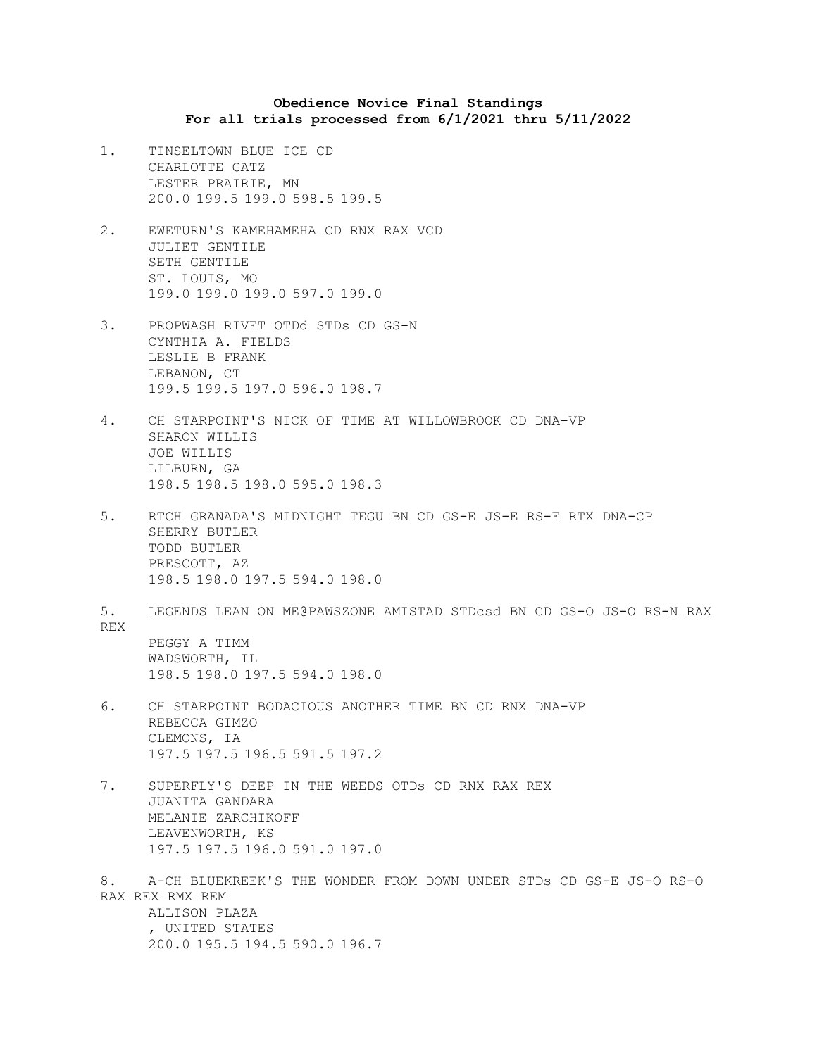**Obedience Novice Final Standings**
**For all trials processed from 6/1/2021 thru 5/11/2022**

1. TINSELTOWN BLUE ICE CD
   CHARLOTTE GATZ
   LESTER PRAIRIE, MN
   200.0 199.5 199.0 598.5 199.5

2. EWETURN'S KAMEHAMEHA CD RNX RAX VCD
   JULIET GENTILE
   SETH GENTILE
   ST. LOUIS, MO
   199.0 199.0 199.0 597.0 199.0

3. PROPWASH RIVET OTDd STDs CD GS-N
   CYNTHIA A. FIELDS
   LESLIE B FRANK
   LEBANON, CT
   199.5 199.5 197.0 596.0 198.7

4. CH STARPOINT'S NICK OF TIME AT WILLOWBROOK CD DNA-VP
   SHARON WILLIS
   JOE WILLIS
   LILBURN, GA
   198.5 198.5 198.0 595.0 198.3

5. RTCH GRANADA'S MIDNIGHT TEGU BN CD GS-E JS-E RS-E RTX DNA-CP
   SHERRY BUTLER
   TODD BUTLER
   PRESCOTT, AZ
   198.5 198.0 197.5 594.0 198.0

5. LEGENDS LEAN ON ME@PAWSZONE AMISTAD STDcsd BN CD GS-O JS-O RS-N RAX REX
   PEGGY A TIMM
   WADSWORTH, IL
   198.5 198.0 197.5 594.0 198.0

6. CH STARPOINT BODACIOUS ANOTHER TIME BN CD RNX DNA-VP
   REBECCA GIMZO
   CLEMONS, IA
   197.5 197.5 196.5 591.5 197.2

7. SUPERFLY'S DEEP IN THE WEEDS OTDs CD RNX RAX REX
   JUANITA GANDARA
   MELANIE ZARCHIKOFF
   LEAVENWORTH, KS
   197.5 197.5 196.0 591.0 197.0

8. A-CH BLUEKREEK'S THE WONDER FROM DOWN UNDER STDs CD GS-E JS-O RS-O RAX REX RMX REM
   ALLISON PLAZA
   , UNITED STATES
   200.0 195.5 194.5 590.0 196.7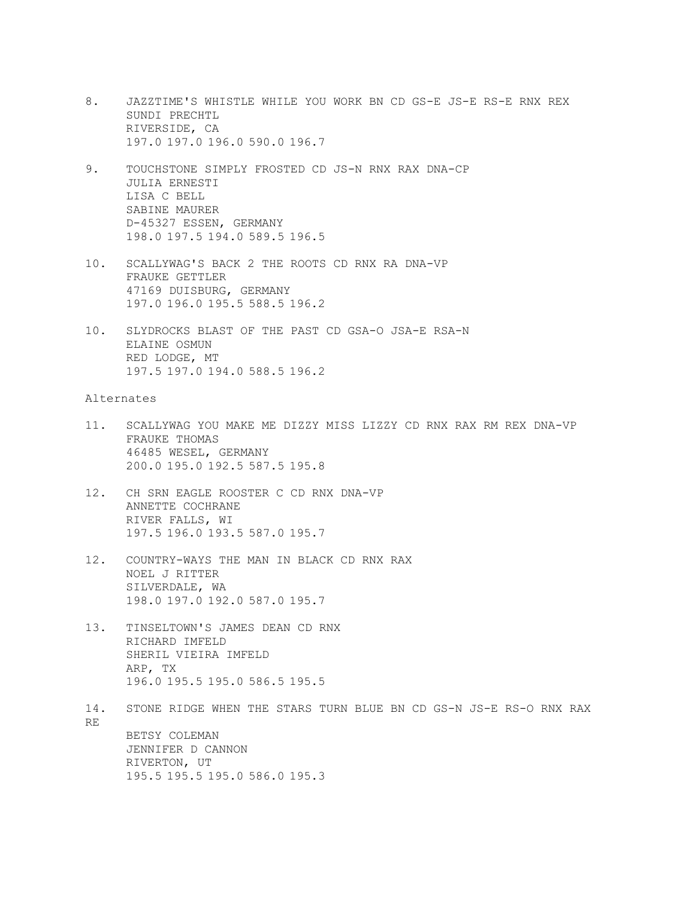8. JAZZTIME'S WHISTLE WHILE YOU WORK BN CD GS-E JS-E RS-E RNX REX
   SUNDI PRECHTL
   RIVERSIDE, CA
   197.0 197.0 196.0 590.0 196.7

9. TOUCHSTONE SIMPLY FROSTED CD JS-N RNX RAX DNA-CP
   JULIA ERNESTI
   LISA C BELL
   SABINE MAURER
   D-45327 ESSEN, GERMANY
   198.0 197.5 194.0 589.5 196.5

10. SCALLYWAG'S BACK 2 THE ROOTS CD RNX RA DNA-VP
    FRAUKE GETTLER
    47169 DUISBURG, GERMANY
    197.0 196.0 195.5 588.5 196.2

10. SLYDROCKS BLAST OF THE PAST CD GSA-O JSA-E RSA-N
    ELAINE OSMUN
    RED LODGE, MT
    197.5 197.0 194.0 588.5 196.2

Alternates

11. SCALLYWAG YOU MAKE ME DIZZY MISS LIZZY CD RNX RAX RM REX DNA-VP
    FRAUKE THOMAS
    46485 WESEL, GERMANY
    200.0 195.0 192.5 587.5 195.8

12. CH SRN EAGLE ROOSTER C CD RNX DNA-VP
    ANNETTE COCHRANE
    RIVER FALLS, WI
    197.5 196.0 193.5 587.0 195.7

12. COUNTRY-WAYS THE MAN IN BLACK CD RNX RAX
    NOEL J RITTER
    SILVERDALE, WA
    198.0 197.0 192.0 587.0 195.7

13. TINSELTOWN'S JAMES DEAN CD RNX
    RICHARD IMFELD
    SHERIL VIEIRA IMFELD
    ARP, TX
    196.0 195.5 195.0 586.5 195.5

14. STONE RIDGE WHEN THE STARS TURN BLUE BN CD GS-N JS-E RS-O RNX RAX RE
    BETSY COLEMAN
    JENNIFER D CANNON
    RIVERTON, UT
    195.5 195.5 195.0 586.0 195.3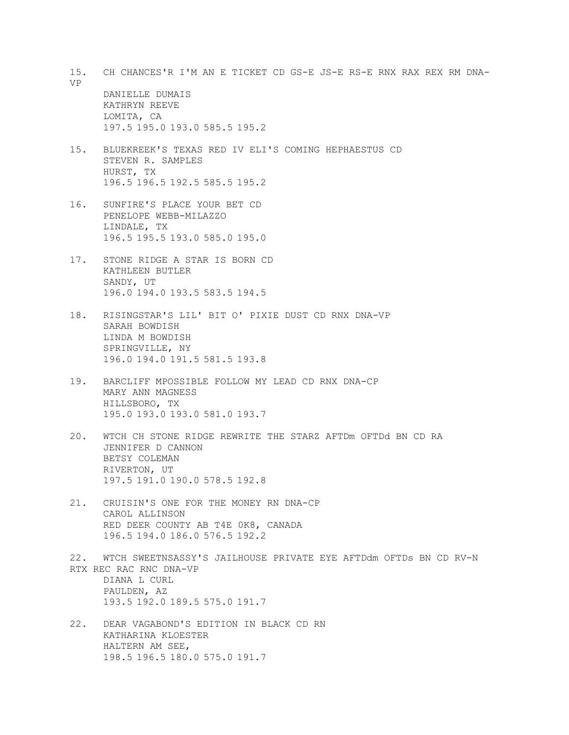15. CH CHANCES'R I'M AN E TICKET CD GS-E JS-E RS-E RNX RAX REX RM DNA-VP
    DANIELLE DUMAIS
    KATHRYN REEVE
    LOMITA, CA
    197.5 195.0 193.0 585.5 195.2

15. BLUEKREEK'S TEXAS RED IV ELI'S COMING HEPHAESTUS CD
    STEVEN R. SAMPLES
    HURST, TX
    196.5 196.5 192.5 585.5 195.2

16. SUNFIRE'S PLACE YOUR BET CD
    PENELOPE WEBB-MILAZZO
    LINDALE, TX
    196.5 195.5 193.0 585.0 195.0

17. STONE RIDGE A STAR IS BORN CD
    KATHLEEN BUTLER
    SANDY, UT
    196.0 194.0 193.5 583.5 194.5

18. RISINGSTAR'S LIL' BIT O' PIXIE DUST CD RNX DNA-VP
    SARAH BOWDISH
    LINDA M BOWDISH
    SPRINGVILLE, NY
    196.0 194.0 191.5 581.5 193.8

19. BARCLIFF MPOSSIBLE FOLLOW MY LEAD CD RNX DNA-CP
    MARY ANN MAGNESS
    HILLSBORO, TX
    195.0 193.0 193.0 581.0 193.7

20. WTCH CH STONE RIDGE REWRITE THE STARZ AFTDm OFTDd BN CD RA
    JENNIFER D CANNON
    BETSY COLEMAN
    RIVERTON, UT
    197.5 191.0 190.0 578.5 192.8

21. CRUISIN'S ONE FOR THE MONEY RN DNA-CP
    CAROL ALLINSON
    RED DEER COUNTY AB T4E 0K8, CANADA
    196.5 194.0 186.0 576.5 192.2

22. WTCH SWEETNSASSY'S JAILHOUSE PRIVATE EYE AFTDdm OFTDs BN CD RV-N RTX REC RAC RNC DNA-VP
    DIANA L CURL
    PAULDEN, AZ
    193.5 192.0 189.5 575.0 191.7

22. DEAR VAGABOND'S EDITION IN BLACK CD RN
    KATHARINA KLOESTER
    HALTERN AM SEE,
    198.5 196.5 180.0 575.0 191.7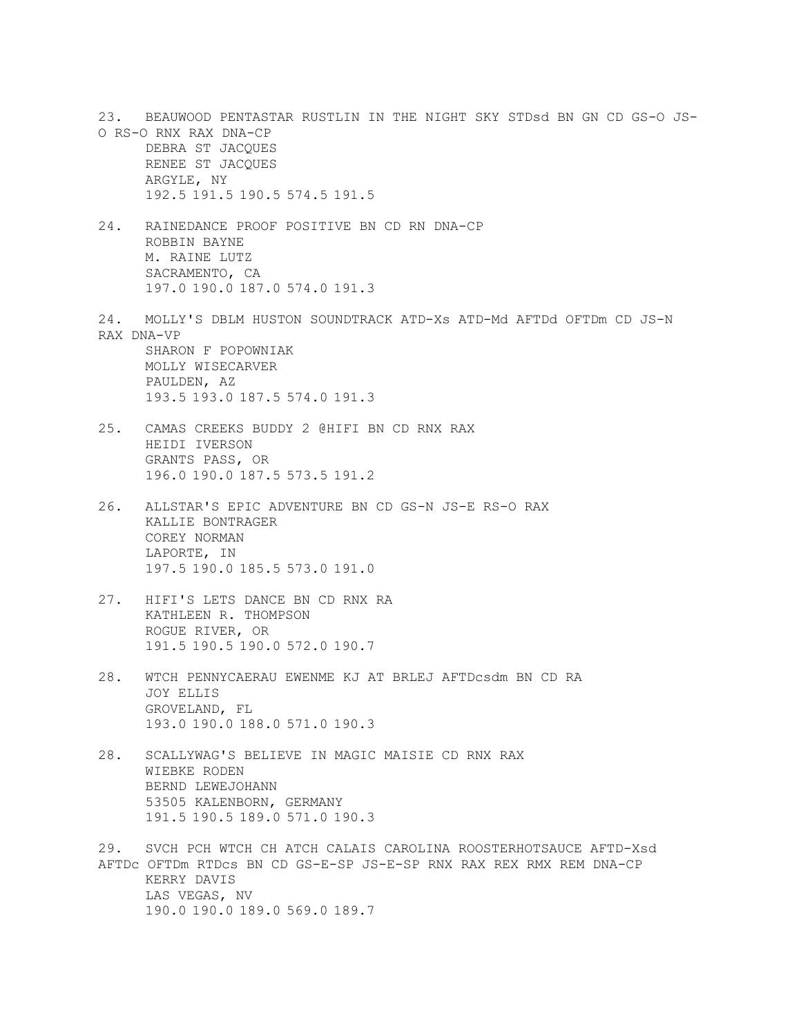23. BEAUWOOD PENTASTAR RUSTLIN IN THE NIGHT SKY STDsd BN GN CD GS-O JS-O RS-O RNX RAX DNA-CP
    DEBRA ST JACQUES
    RENEE ST JACQUES
    ARGYLE, NY
    192.5 191.5 190.5 574.5 191.5

24. RAINEDANCE PROOF POSITIVE BN CD RN DNA-CP
    ROBBIN BAYNE
    M. RAINE LUTZ
    SACRAMENTO, CA
    197.0 190.0 187.0 574.0 191.3

24. MOLLY'S DBLM HUSTON SOUNDTRACK ATD-Xs ATD-Md AFTDd OFTDm CD JS-N RAX DNA-VP
    SHARON F POPOWNIAK
    MOLLY WISECARVER
    PAULDEN, AZ
    193.5 193.0 187.5 574.0 191.3

25. CAMAS CREEKS BUDDY 2 @HIFI BN CD RNX RAX
    HEIDI IVERSON
    GRANTS PASS, OR
    196.0 190.0 187.5 573.5 191.2

26. ALLSTAR'S EPIC ADVENTURE BN CD GS-N JS-E RS-O RAX
    KALLIE BONTRAGER
    COREY NORMAN
    LAPORTE, IN
    197.5 190.0 185.5 573.0 191.0

27. HIFI'S LETS DANCE BN CD RNX RA
    KATHLEEN R. THOMPSON
    ROGUE RIVER, OR
    191.5 190.5 190.0 572.0 190.7

28. WTCH PENNYCAERAU EWENME KJ AT BRLEJ AFTDcsdm BN CD RA
    JOY ELLIS
    GROVELAND, FL
    193.0 190.0 188.0 571.0 190.3

28. SCALLYWAG'S BELIEVE IN MAGIC MAISIE CD RNX RAX
    WIEBKE RODEN
    BERND LEWEJOHANN
    53505 KALENBORN, GERMANY
    191.5 190.5 189.0 571.0 190.3

29. SVCH PCH WTCH CH ATCH CALAIS CAROLINA ROOSTERHOTSAUCE AFTD-Xsd AFTDc OFTDm RTDcs BN CD GS-E-SP JS-E-SP RNX RAX REX RMX REM DNA-CP
    KERRY DAVIS
    LAS VEGAS, NV
    190.0 190.0 189.0 569.0 189.7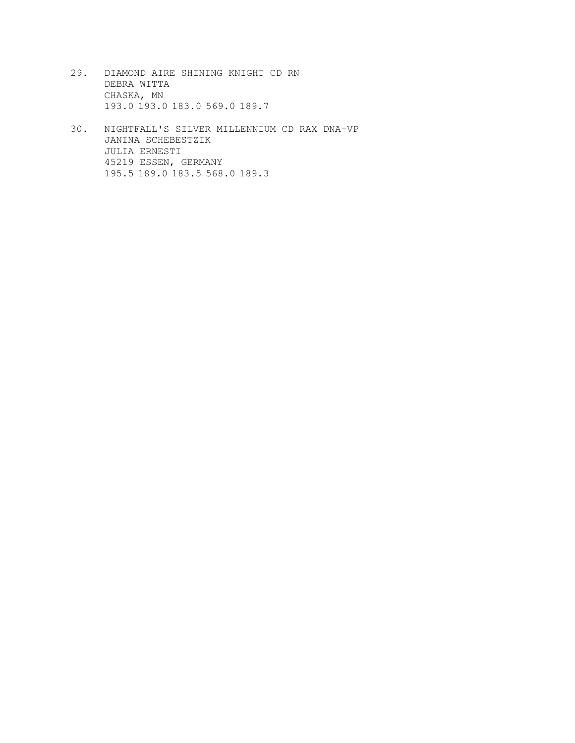29. DIAMOND AIRE SHINING KNIGHT CD RN
    DEBRA WITTA
    CHASKA, MN
    193.0 193.0 183.0 569.0 189.7

30. NIGHTFALL'S SILVER MILLENNIUM CD RAX DNA-VP
    JANINA SCHEBESTZIK
    JULIA ERNESTI
    45219 ESSEN, GERMANY
    195.5 189.0 183.5 568.0 189.3